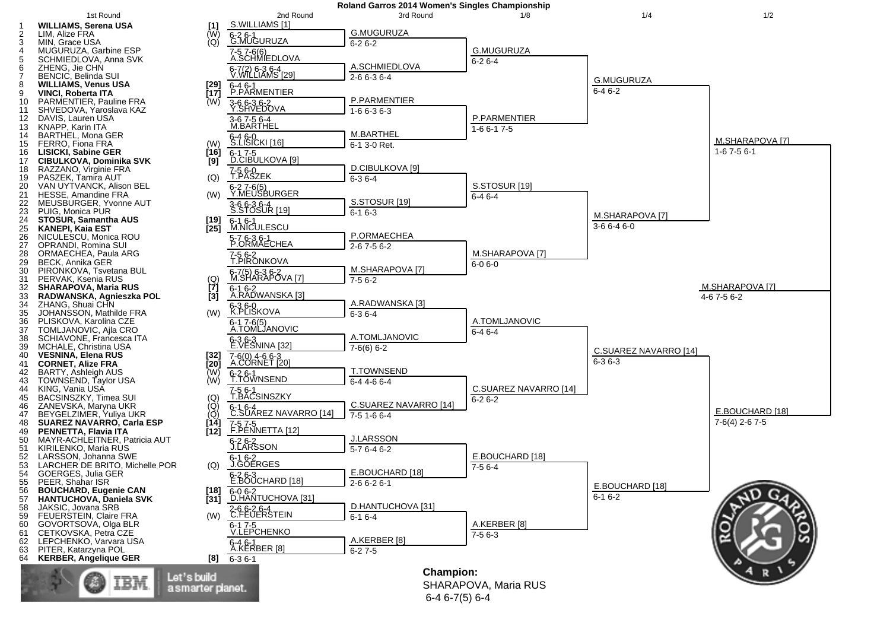# Roland Garros 2014 Women's Singles Championship

## 1st Round

| # | Player | Seed/Status |
|---|---|---|
| 1 | **WILLIAMS, Serena USA** | [1] |
| 2 | LIM, Alize FRA | (W) |
| 3 | MIN, Grace USA | (Q) |
| 4 | MUGURUZA, Garbine ESP | |
| 5 | SCHMIEDLOVA, Anna SVK | |
| 6 | ZHENG, Jie CHN | |
| 7 | BENCIC, Belinda SUI | |
| 8 | **WILLIAMS, Venus USA** | [29] |
| 9 | **VINCI, Roberta ITA** | [17] |
| 10 | PARMENTIER, Pauline FRA | (W) |
| 11 | SHVEDOVA, Yaroslava KAZ | |
| 12 | DAVIS, Lauren USA | |
| 13 | KNAPP, Karin ITA | |
| 14 | BARTHEL, Mona GER | |
| 15 | FERRO, Fiona FRA | (W) |
| 16 | **LISICKI, Sabine GER** | [16] |
| 17 | **CIBULKOVA, Dominika SVK** | [9] |
| 18 | RAZZANO, Virginie FRA | |
| 19 | PASZEK, Tamira AUT | (Q) |
| 20 | VAN UYTVANCK, Alison BEL | |
| 21 | HESSE, Amandine FRA | (W) |
| 22 | MEUSBURGER, Yvonne AUT | |
| 23 | PUIG, Monica PUR | |
| 24 | **STOSUR, Samantha AUS** | [19] |
| 25 | **KANEPI, Kaia EST** | [25] |
| 26 | NICULESCU, Monica ROU | |
| 27 | OPRANDI, Romina SUI | |
| 28 | ORMAECHEA, Paula ARG | |
| 29 | BECK, Annika GER | |
| 30 | PIRONKOVA, Tsvetana BUL | |
| 31 | PERVAK, Ksenia RUS | (Q) |
| 32 | **SHARAPOVA, Maria RUS** | [7] |
| 33 | **RADWANSKA, Agnieszka POL** | [3] |
| 34 | ZHANG, Shuai CHN | |
| 35 | JOHANSSON, Mathilde FRA | (W) |
| 36 | PLISKOVA, Karolina CZE | |
| 37 | TOMLJANOVIC, Ajla CRO | |
| 38 | SCHIAVONE, Francesca ITA | |
| 39 | MCHALE, Christina USA | |
| 40 | **VESNINA, Elena RUS** | [32] |
| 41 | **CORNET, Alize FRA** | [20] |
| 42 | BARTY, Ashleigh AUS | (W) |
| 43 | TOWNSEND, Taylor USA | (W) |
| 44 | KING, Vania USA | |
| 45 | BACSINSZKY, Timea SUI | (Q) |
| 46 | ZANEVSKA, Maryna UKR | (Q) |
| 47 | BEYGELZIMER, Yuliya UKR | (Q) |
| 48 | **SUAREZ NAVARRO, Carla ESP** | [14] |
| 49 | **PENNETTA, Flavia ITA** | [12] |
| 50 | MAYR-ACHLEITNER, Patricia AUT | |
| 51 | KIRILENKO, Maria RUS | |
| 52 | LARSSON, Johanna SWE | |
| 53 | LARCHER DE BRITO, Michelle POR | (Q) |
| 54 | GOERGES, Julia GER | |
| 55 | PEER, Shahar ISR | |
| 56 | **BOUCHARD, Eugenie CAN** | [18] |
| 57 | **HANTUCHOVA, Daniela SVK** | [31] |
| 58 | JAKSIC, Jovana SRB | |
| 59 | FEUERSTEIN, Claire FRA | (W) |
| 60 | GOVORTSOVA, Olga BLR | |
| 61 | CETKOVSKA, Petra CZE | |
| 62 | LEPCHENKO, Varvara USA | |
| 63 | PITER, Katarzyna POL | |
| 64 | **KERBER, Angelique GER** | [8] |

## 2nd Round

| Winner | Score |
|---|---|
| S.WILLIAMS [1] | 6-2 6-1 |
| G.MUGURUZA | 7-5 7-6(6) |
| A.SCHMIEDLOVA | 6-7(2) 6-3 6-4 |
| V.WILLIAMS [29] | 6-4 6-1 |
| P.PARMENTIER | 3-6 6-3 6-2 |
| Y.SHVEDOVA | 3-6 7-5 6-4 |
| M.BARTHEL | 6-4 6-0 |
| S.LISICKI [16] | 6-1 7-5 |
| D.CIBULKOVA [9] | 7-5 6-0 |
| T.PASZEK | 6-2 7-6(5) |
| Y.MEUSBURGER | 3-6 6-3 6-4 |
| S.STOSUR [19] | 6-1 6-1 |
| M.NICULESCU | 5-7 6-3 6-1 |
| P.ORMAECHEA | 7-5 6-2 |
| T.PIRONKOVA | 6-7(5) 6-3 6-2 |
| M.SHARAPOVA [7] | 6-1 6-2 |
| A.RADWANSKA [3] | 6-3 6-0 |
| K.PLISKOVA | 6-1 7-6(5) |
| A.TOMLJANOVIC | 6-3 6-3 |
| E.VESNINA [32] | 7-6(0) 4-6 6-3 |
| A.CORNET [20] | 6-2 6-1 |
| T.TOWNSEND | 7-5 6-1 |
| T.BACSINSZKY | 6-1 6-4 |
| C.SUAREZ NAVARRO [14] | 7-5 7-5 |
| F.PENNETTA [12] | 6-2 6-2 |
| J.LARSSON | 6-1 6-2 |
| J.GOERGES | 6-2 6-3 |
| E.BOUCHARD [18] | 6-0 6-2 |
| D.HANTUCHOVA [31] | 2-6 6-2 6-4 |
| C.FEUERSTEIN | 6-1 7-5 |
| V.LEPCHENKO | 6-4 6-1 |
| A.KERBER [8] | 6-3 6-1 |

## 3rd Round

| Winner | Score |
|---|---|
| G.MUGURUZA | 6-2 6-2 |
| A.SCHMIEDLOVA | 2-6 6-3 6-4 |
| P.PARMENTIER | 1-6 6-3 6-3 |
| M.BARTHEL | 6-1 3-0 Ret. |
| D.CIBULKOVA [9] | 6-3 6-4 |
| S.STOSUR [19] | 6-1 6-3 |
| P.ORMAECHEA | 2-6 7-5 6-2 |
| M.SHARAPOVA [7] | 7-5 6-2 |
| A.RADWANSKA [3] | 6-3 6-4 |
| A.TOMLJANOVIC | 7-6(6) 6-2 |
| T.TOWNSEND | 6-4 4-6 6-4 |
| C.SUAREZ NAVARRO [14] | 7-5 1-6 6-4 |
| J.LARSSON | 5-7 6-4 6-2 |
| E.BOUCHARD [18] | 2-6 6-2 6-1 |
| D.HANTUCHOVA [31] | 6-1 6-4 |
| A.KERBER [8] | 6-2 7-5 |

## 1/8

| Winner | Score |
|---|---|
| G.MUGURUZA | 6-2 6-4 |
| P.PARMENTIER | 1-6 6-1 7-5 |
| S.STOSUR [19] | 6-4 6-4 |
| M.SHARAPOVA [7] | 6-0 6-0 |
| A.TOMLJANOVIC | 6-4 6-4 |
| C.SUAREZ NAVARRO [14] | 6-2 6-2 |
| E.BOUCHARD [18] | 7-5 6-4 |
| A.KERBER [8] | 7-5 6-3 |

## 1/4

| Winner | Score |
|---|---|
| G.MUGURUZA | 6-4 6-2 |
| M.SHARAPOVA [7] | 3-6 6-4 6-0 |
| C.SUAREZ NAVARRO [14] | 6-3 6-3 |
| E.BOUCHARD [18] | 6-1 6-2 |

## 1/2

| Winner | Score |
|---|---|
| M.SHARAPOVA [7] | 1-6 7-5 6-1 |
| E.BOUCHARD [18] | 7-6(4) 2-6 7-5 |

## Final

| Winner | Score |
|---|---|
| M.SHARAPOVA [7] | 4-6 7-5 6-2 |

**Champion:**
SHARAPOVA, Maria RUS
6-4 6-7(5) 6-4

IBM Let's build a smarter planet.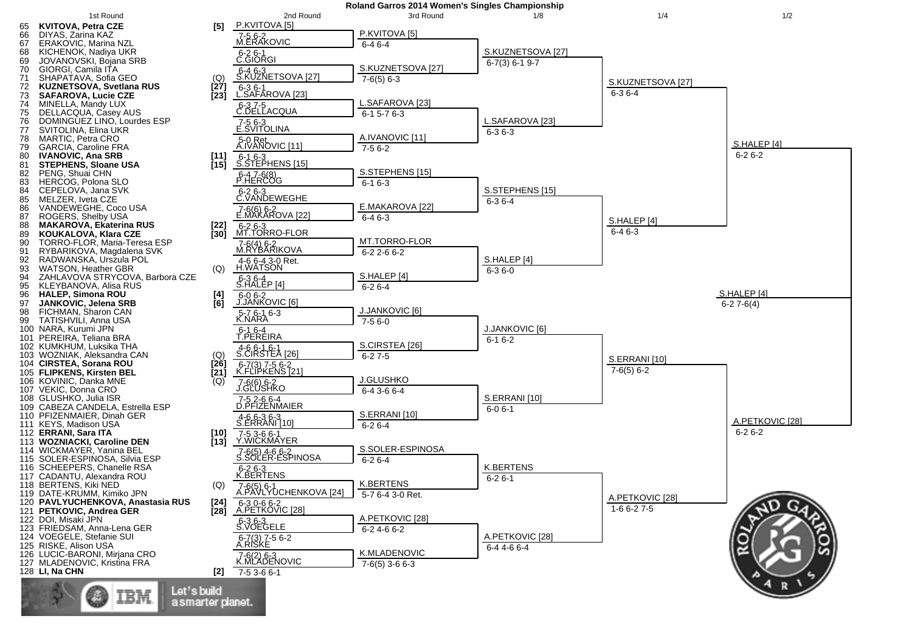# Roland Garros 2014 Women's Singles Championship

## 1st Round

| # | Player | Seed |
|---|---|---|
| 65 | **KVITOVA, Petra CZE** | [5] |
| 66 | DIYAS, Zarina KAZ | |
| 67 | ERAKOVIC, Marina NZL | |
| 68 | KICHENOK, Nadiya UKR | |
| 69 | JOVANOVSKI, Bojana SRB | |
| 70 | GIORGI, Camila ITA | |
| 71 | SHAPATAVA, Sofia GEO | (Q) |
| 72 | **KUZNETSOVA, Svetlana RUS** | [27] |
| 73 | **SAFAROVA, Lucie CZE** | [23] |
| 74 | MINELLA, Mandy LUX | |
| 75 | DELLACQUA, Casey AUS | |
| 76 | DOMINGUEZ LINO, Lourdes ESP | |
| 77 | SVITOLINA, Elina UKR | |
| 78 | MARTIC, Petra CRO | |
| 79 | GARCIA, Caroline FRA | |
| 80 | **IVANOVIC, Ana SRB** | [11] |
| 81 | **STEPHENS, Sloane USA** | [15] |
| 82 | PENG, Shuai CHN | |
| 83 | HERCOG, Polona SLO | |
| 84 | CEPELOVA, Jana SVK | |
| 85 | MELZER, Iveta CZE | |
| 86 | VANDEWEGHE, Coco USA | |
| 87 | ROGERS, Shelby USA | |
| 88 | **MAKAROVA, Ekaterina RUS** | [22] |
| 89 | **KOUKALOVA, Klara CZE** | [30] |
| 90 | TORRO-FLOR, Maria-Teresa ESP | |
| 91 | RYBARIKOVA, Magdalena SVK | |
| 92 | RADWANSKA, Urszula POL | |
| 93 | WATSON, Heather GBR | (Q) |
| 94 | ZAHLAVOVA STRYCOVA, Barbora CZE | |
| 95 | KLEYBANOVA, Alisa RUS | |
| 96 | **HALEP, Simona ROU** | [4] |
| 97 | **JANKOVIC, Jelena SRB** | [6] |
| 98 | FICHMAN, Sharon CAN | |
| 99 | TATISHVILI, Anna USA | |
| 100 | NARA, Kurumi JPN | |
| 101 | PEREIRA, Teliana BRA | |
| 102 | KUMKHUM, Luksika THA | |
| 103 | WOZNIAK, Aleksandra CAN | (Q) |
| 104 | **CIRSTEA, Sorana ROU** | [26] |
| 105 | **FLIPKENS, Kirsten BEL** | [21] |
| 106 | KOVINIC, Danka MNE | (Q) |
| 107 | VEKIC, Donna CRO | |
| 108 | GLUSHKO, Julia ISR | |
| 109 | CABEZA CANDELA, Estrella ESP | |
| 110 | PFIZENMAIER, Dinah GER | |
| 111 | KEYS, Madison USA | |
| 112 | **ERRANI, Sara ITA** | [10] |
| 113 | **WOZNIACKI, Caroline DEN** | [13] |
| 114 | WICKMAYER, Yanina BEL | |
| 115 | SOLER-ESPINOSA, Silvia ESP | |
| 116 | SCHEEPERS, Chanelle RSA | |
| 117 | CADANTU, Alexandra ROU | |
| 118 | BERTENS, Kiki NED | (Q) |
| 119 | DATE-KRUMM, Kimiko JPN | |
| 120 | **PAVLYUCHENKOVA, Anastasia RUS** | [24] |
| 121 | **PETKOVIC, Andrea GER** | [28] |
| 122 | DOI, Misaki JPN | |
| 123 | FRIEDSAM, Anna-Lena GER | |
| 124 | VOEGELE, Stefanie SUI | |
| 125 | RISKE, Alison USA | |
| 126 | LUCIC-BARONI, Mirjana CRO | |
| 127 | MLADENOVIC, Kristina FRA | |
| 128 | **LI, Na CHN** | [2] |

## 2nd Round

| Player | Score |
|---|---|
| P.KVITOVA [5] | 7-5 6-2 |
| M.ERAKOVIC | 6-2 6-1 |
| C.GIORGI | 6-4 6-3 |
| S.KUZNETSOVA [27] | 6-3 6-1 |
| L.SAFAROVA [23] | 6-3 7-5 |
| C.DELLACQUA | 7-5 6-3 |
| E.SVITOLINA | 5-0 Ret. |
| A.IVANOVIC [11] | 6-1 6-3 |
| S.STEPHENS [15] | 6-4 7-6(8) |
| P.HERCOG | 6-2 6-3 |
| C.VANDEWEGHE | 7-6(6) 6-2 |
| E.MAKAROVA [22] | 6-2 6-3 |
| MT.TORRO-FLOR | 7-6(4) 6-2 |
| M.RYBARIKOVA | 4-6 6-4 3-0 Ret. |
| H.WATSON | 6-3 6-4 |
| S.HALEP [4] | 6-0 6-2 |
| J.JANKOVIC [6] | 5-7 6-1 6-3 |
| K.NARA | 6-1 6-4 |
| T.PEREIRA | 4-6 6-1 6-1 |
| S.CIRSTEA [26] | 6-7(3) 7-5 6-2 |
| K.FLIPKENS [21] | 7-6(6) 6-2 |
| J.GLUSHKO | 7-5 2-6 6-4 |
| D.PFIZENMAIER | 4-6 6-3 6-3 |
| S.ERRANI [10] | 7-5 3-6 6-1 |
| Y.WICKMAYER | 7-6(5) 4-6 6-2 |
| S.SOLER-ESPINOSA | 6-2 6-3 |
| K.BERTENS | 7-6(5) 6-1 |
| A.PAVLYUCHENKOVA [24] | 6-3 0-6 6-2 |
| A.PETKOVIC [28] | 6-3 6-3 |
| S.VOEGELE | 6-7(3) 7-5 6-2 |
| A.RISKE | 7-6(2) 6-3 |
| K.MLADENOVIC | 7-5 3-6 6-1 |

## 3rd Round

| Player | Score |
|---|---|
| P.KVITOVA [5] | 6-4 6-4 |
| S.KUZNETSOVA [27] | 7-6(5) 6-3 |
| L.SAFAROVA [23] | 6-1 5-7 6-3 |
| A.IVANOVIC [11] | 7-5 6-2 |
| S.STEPHENS [15] | 6-1 6-3 |
| E.MAKAROVA [22] | 6-4 6-3 |
| MT.TORRO-FLOR | 6-2 2-6 6-2 |
| S.HALEP [4] | 6-2 6-4 |
| J.JANKOVIC [6] | 7-5 6-0 |
| S.CIRSTEA [26] | 6-2 7-5 |
| J.GLUSHKO | 6-4 3-6 6-4 |
| S.ERRANI [10] | 6-2 6-4 |
| S.SOLER-ESPINOSA | 6-2 6-4 |
| K.BERTENS | 5-7 6-4 3-0 Ret. |
| A.PETKOVIC [28] | 6-2 4-6 6-2 |
| K.MLADENOVIC | 7-6(5) 3-6 6-3 |

## 1/8

| Player | Score |
|---|---|
| S.KUZNETSOVA [27] | 6-7(3) 6-1 9-7 |
| L.SAFAROVA [23] | 6-3 6-3 |
| S.STEPHENS [15] | 6-3 6-4 |
| S.HALEP [4] | 6-3 6-0 |
| J.JANKOVIC [6] | 6-1 6-2 |
| S.ERRANI [10] | 6-0 6-1 |
| K.BERTENS | 6-2 6-1 |
| A.PETKOVIC [28] | 6-4 4-6 6-4 |

## 1/4

| Player | Score |
|---|---|
| S.KUZNETSOVA [27] | 6-3 6-4 |
| S.HALEP [4] | 6-4 6-3 |
| S.ERRANI [10] | 7-6(5) 6-2 |
| A.PETKOVIC [28] | 1-6 6-2 7-5 |

## 1/2

| Player | Score |
|---|---|
| S.HALEP [4] | 6-2 6-2 |
| A.PETKOVIC [28] | 6-2 6-2 |

S.HALEP [4] 6-2 7-6(4)

IBM Let's build a smarter planet.